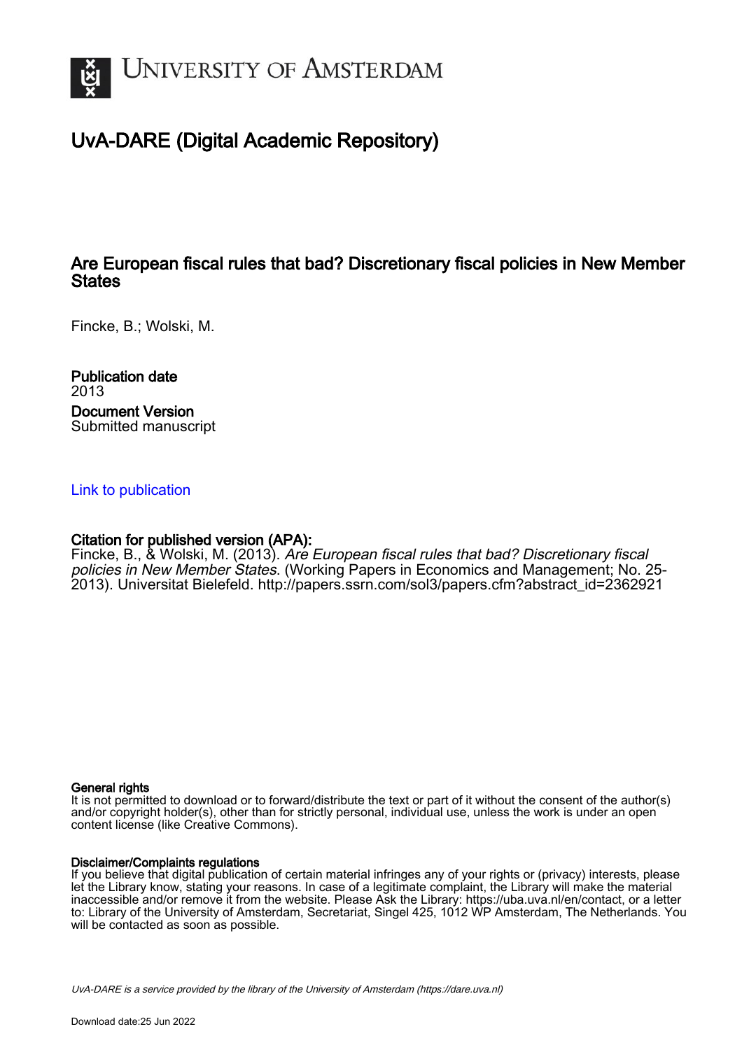# UvA-DARE (Digital Academic Repository)

## Are European fiscal rules that bad? Discretionary fiscal policies in New Member States

Fincke, B.; Wolski, M.

**Publication date**
2013

**Document Version**
Submitted manuscript

[Link to publication](#)

**Citation for published version (APA):**
Fincke, B., & Wolski, M. (2013). *Are European fiscal rules that bad? Discretionary fiscal policies in New Member States*. (Working Papers in Economics and Management; No. 25-2013). Universitat Bielefeld. http://papers.ssrn.com/sol3/papers.cfm?abstract_id=2362921

**General rights**
It is not permitted to download or to forward/distribute the text or part of it without the consent of the author(s) and/or copyright holder(s), other than for strictly personal, individual use, unless the work is under an open content license (like Creative Commons).

**Disclaimer/Complaints regulations**
If you believe that digital publication of certain material infringes any of your rights or (privacy) interests, please let the Library know, stating your reasons. In case of a legitimate complaint, the Library will make the material inaccessible and/or remove it from the website. Please Ask the Library: https://uba.uva.nl/en/contact, or a letter to: Library of the University of Amsterdam, Secretariat, Singel 425, 1012 WP Amsterdam, The Netherlands. You will be contacted as soon as possible.

*UvA-DARE is a service provided by the library of the University of Amsterdam (https://dare.uva.nl)*

Download date:25 Jun 2022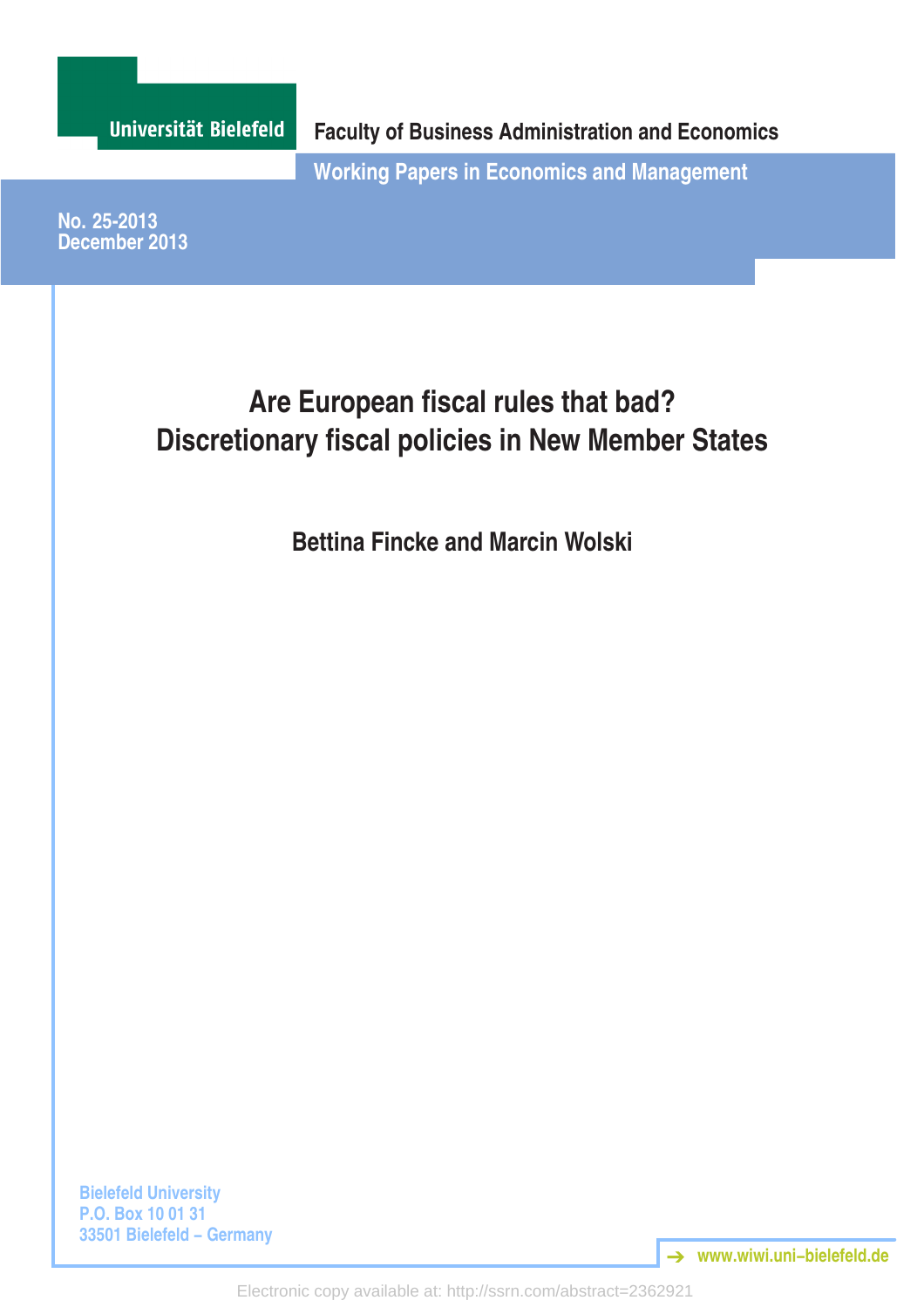Universität Bielefeld

Faculty of Business Administration and Economics

Working Papers in Economics and Management

No. 25-2013
December 2013

# Are European fiscal rules that bad?
# Discretionary fiscal policies in New Member States

**Bettina Fincke and Marcin Wolski**

Bielefeld University
P.O. Box 10 01 31
33501 Bielefeld – Germany

www.wiwi.uni–bielefeld.de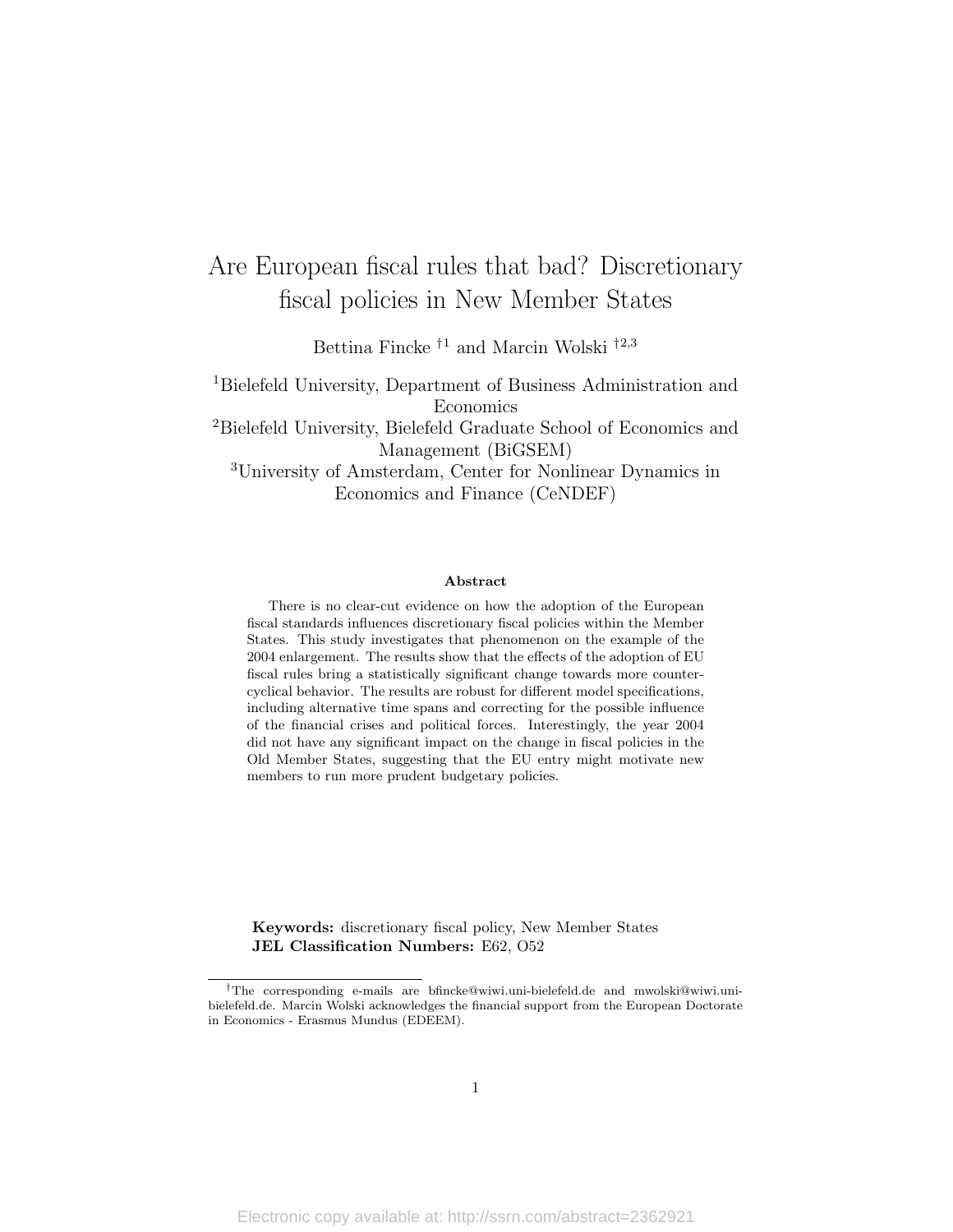# Are European fiscal rules that bad? Discretionary fiscal policies in New Member States

Bettina Fincke †[1] and Marcin Wolski †[2,3]

[1]Bielefeld University, Department of Business Administration and Economics

[2]Bielefeld University, Bielefeld Graduate School of Economics and Management (BiGSEM)

[3]University of Amsterdam, Center for Nonlinear Dynamics in Economics and Finance (CeNDEF)

**Abstract**

There is no clear-cut evidence on how the adoption of the European fiscal standards influences discretionary fiscal policies within the Member States. This study investigates that phenomenon on the example of the 2004 enlargement. The results show that the effects of the adoption of EU fiscal rules bring a statistically significant change towards more counter-cyclical behavior. The results are robust for different model specifications, including alternative time spans and correcting for the possible influence of the financial crises and political forces. Interestingly, the year 2004 did not have any significant impact on the change in fiscal policies in the Old Member States, suggesting that the EU entry might motivate new members to run more prudent budgetary policies.

**Keywords:** discretionary fiscal policy, New Member States
**JEL Classification Numbers:** E62, O52

†The corresponding e-mails are bfincke@wiwi.uni-bielefeld.de and mwolski@wiwi.uni-bielefeld.de. Marcin Wolski acknowledges the financial support from the European Doctorate in Economics - Erasmus Mundus (EDEEM).

Electronic copy available at: http://ssrn.com/abstract=2362921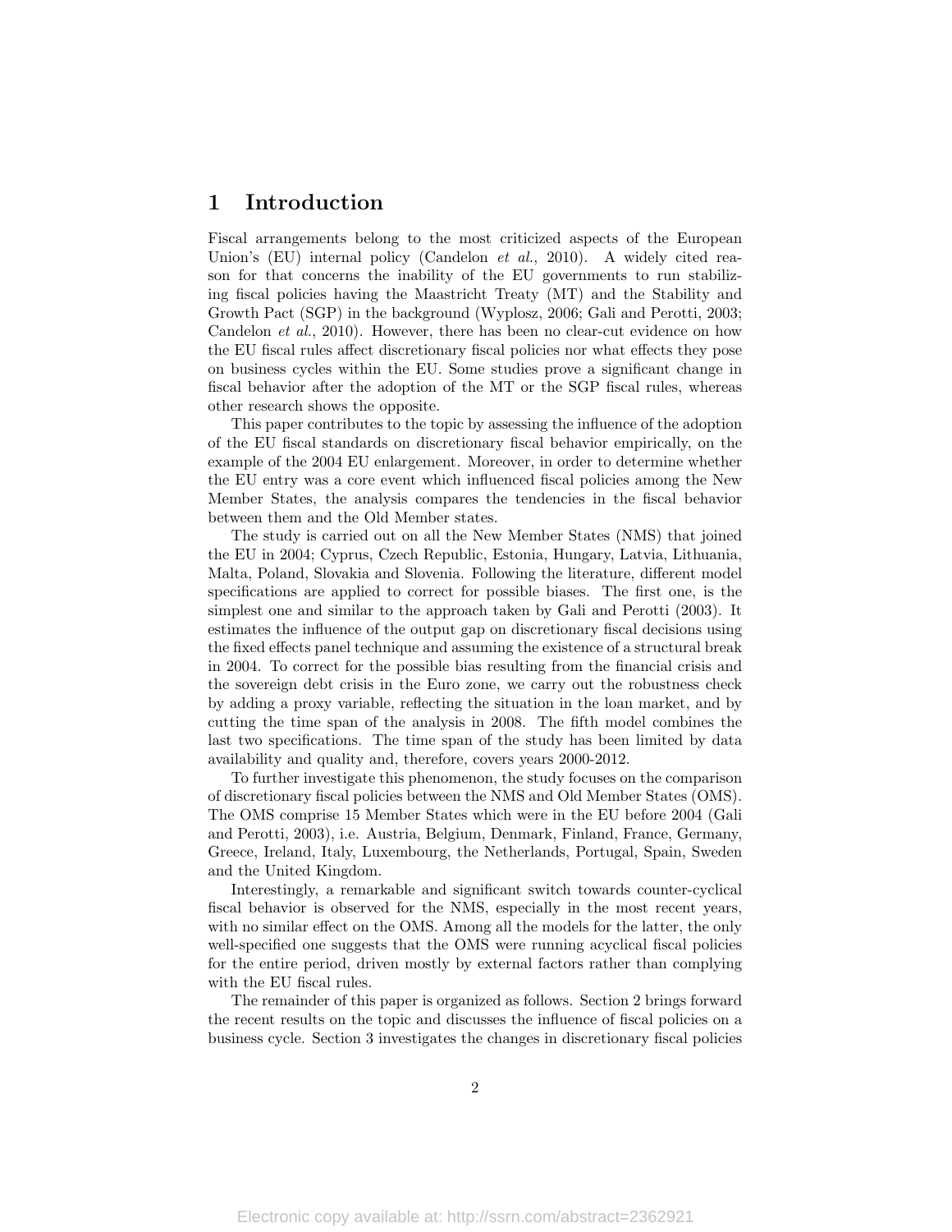# 1 Introduction

Fiscal arrangements belong to the most criticized aspects of the European Union's (EU) internal policy (Candelon *et al.*, 2010). A widely cited reason for that concerns the inability of the EU governments to run stabilizing fiscal policies having the Maastricht Treaty (MT) and the Stability and Growth Pact (SGP) in the background (Wyplosz, 2006; Gali and Perotti, 2003; Candelon *et al.*, 2010). However, there has been no clear-cut evidence on how the EU fiscal rules affect discretionary fiscal policies nor what effects they pose on business cycles within the EU. Some studies prove a significant change in fiscal behavior after the adoption of the MT or the SGP fiscal rules, whereas other research shows the opposite.

This paper contributes to the topic by assessing the influence of the adoption of the EU fiscal standards on discretionary fiscal behavior empirically, on the example of the 2004 EU enlargement. Moreover, in order to determine whether the EU entry was a core event which influenced fiscal policies among the New Member States, the analysis compares the tendencies in the fiscal behavior between them and the Old Member states.

The study is carried out on all the New Member States (NMS) that joined the EU in 2004; Cyprus, Czech Republic, Estonia, Hungary, Latvia, Lithuania, Malta, Poland, Slovakia and Slovenia. Following the literature, different model specifications are applied to correct for possible biases. The first one, is the simplest one and similar to the approach taken by Gali and Perotti (2003). It estimates the influence of the output gap on discretionary fiscal decisions using the fixed effects panel technique and assuming the existence of a structural break in 2004. To correct for the possible bias resulting from the financial crisis and the sovereign debt crisis in the Euro zone, we carry out the robustness check by adding a proxy variable, reflecting the situation in the loan market, and by cutting the time span of the analysis in 2008. The fifth model combines the last two specifications. The time span of the study has been limited by data availability and quality and, therefore, covers years 2000-2012.

To further investigate this phenomenon, the study focuses on the comparison of discretionary fiscal policies between the NMS and Old Member States (OMS). The OMS comprise 15 Member States which were in the EU before 2004 (Gali and Perotti, 2003), i.e. Austria, Belgium, Denmark, Finland, France, Germany, Greece, Ireland, Italy, Luxembourg, the Netherlands, Portugal, Spain, Sweden and the United Kingdom.

Interestingly, a remarkable and significant switch towards counter-cyclical fiscal behavior is observed for the NMS, especially in the most recent years, with no similar effect on the OMS. Among all the models for the latter, the only well-specified one suggests that the OMS were running acyclical fiscal policies for the entire period, driven mostly by external factors rather than complying with the EU fiscal rules.

The remainder of this paper is organized as follows. Section 2 brings forward the recent results on the topic and discusses the influence of fiscal policies on a business cycle. Section 3 investigates the changes in discretionary fiscal policies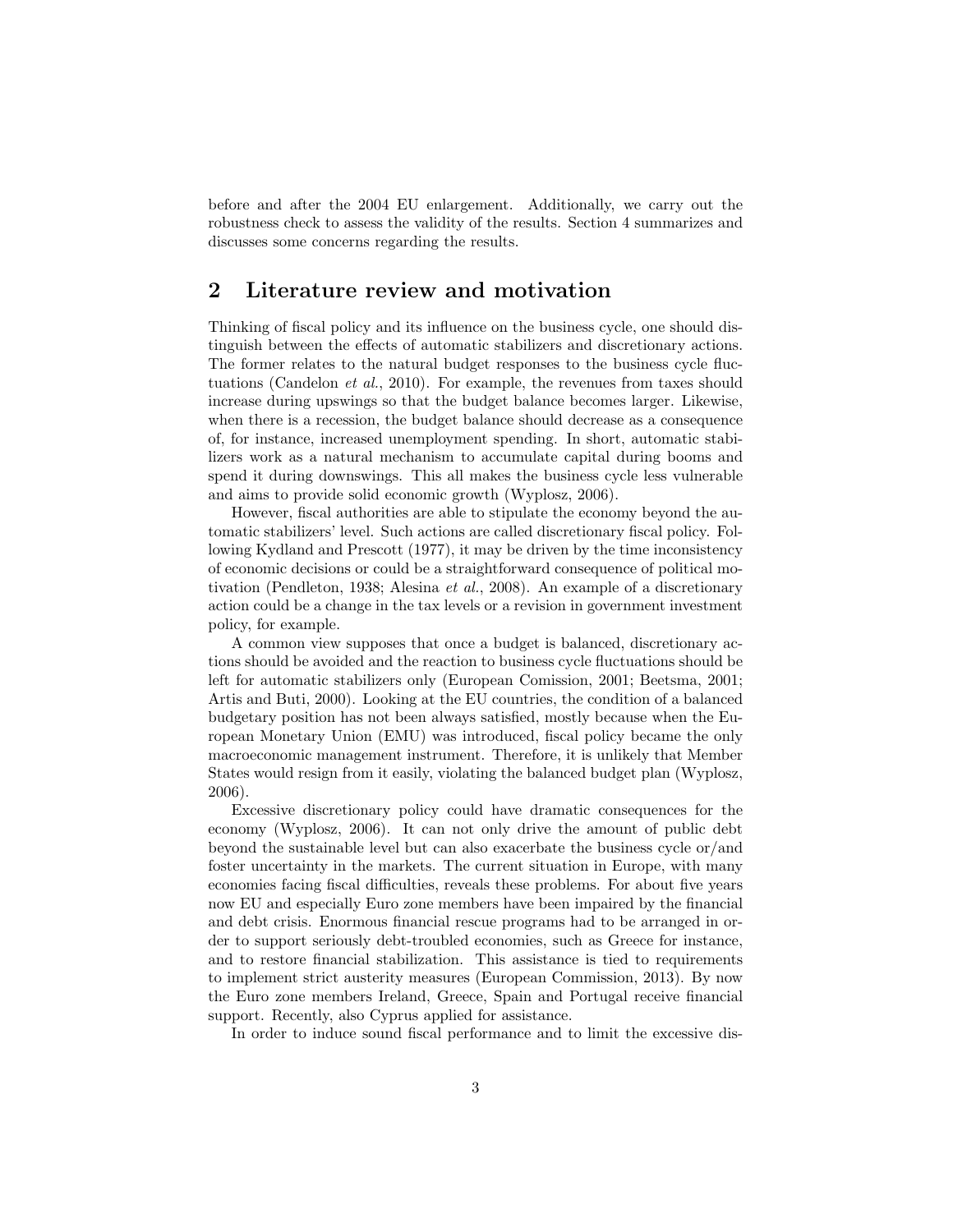before and after the 2004 EU enlargement. Additionally, we carry out the robustness check to assess the validity of the results. Section 4 summarizes and discusses some concerns regarding the results.

## 2 Literature review and motivation

Thinking of fiscal policy and its influence on the business cycle, one should distinguish between the effects of automatic stabilizers and discretionary actions. The former relates to the natural budget responses to the business cycle fluctuations (Candelon *et al.*, 2010). For example, the revenues from taxes should increase during upswings so that the budget balance becomes larger. Likewise, when there is a recession, the budget balance should decrease as a consequence of, for instance, increased unemployment spending. In short, automatic stabilizers work as a natural mechanism to accumulate capital during booms and spend it during downswings. This all makes the business cycle less vulnerable and aims to provide solid economic growth (Wyplosz, 2006).

However, fiscal authorities are able to stipulate the economy beyond the automatic stabilizers' level. Such actions are called discretionary fiscal policy. Following Kydland and Prescott (1977), it may be driven by the time inconsistency of economic decisions or could be a straightforward consequence of political motivation (Pendleton, 1938; Alesina *et al.*, 2008). An example of a discretionary action could be a change in the tax levels or a revision in government investment policy, for example.

A common view supposes that once a budget is balanced, discretionary actions should be avoided and the reaction to business cycle fluctuations should be left for automatic stabilizers only (European Comission, 2001; Beetsma, 2001; Artis and Buti, 2000). Looking at the EU countries, the condition of a balanced budgetary position has not been always satisfied, mostly because when the European Monetary Union (EMU) was introduced, fiscal policy became the only macroeconomic management instrument. Therefore, it is unlikely that Member States would resign from it easily, violating the balanced budget plan (Wyplosz, 2006).

Excessive discretionary policy could have dramatic consequences for the economy (Wyplosz, 2006). It can not only drive the amount of public debt beyond the sustainable level but can also exacerbate the business cycle or/and foster uncertainty in the markets. The current situation in Europe, with many economies facing fiscal difficulties, reveals these problems. For about five years now EU and especially Euro zone members have been impaired by the financial and debt crisis. Enormous financial rescue programs had to be arranged in order to support seriously debt-troubled economies, such as Greece for instance, and to restore financial stabilization. This assistance is tied to requirements to implement strict austerity measures (European Commission, 2013). By now the Euro zone members Ireland, Greece, Spain and Portugal receive financial support. Recently, also Cyprus applied for assistance.

In order to induce sound fiscal performance and to limit the excessive dis-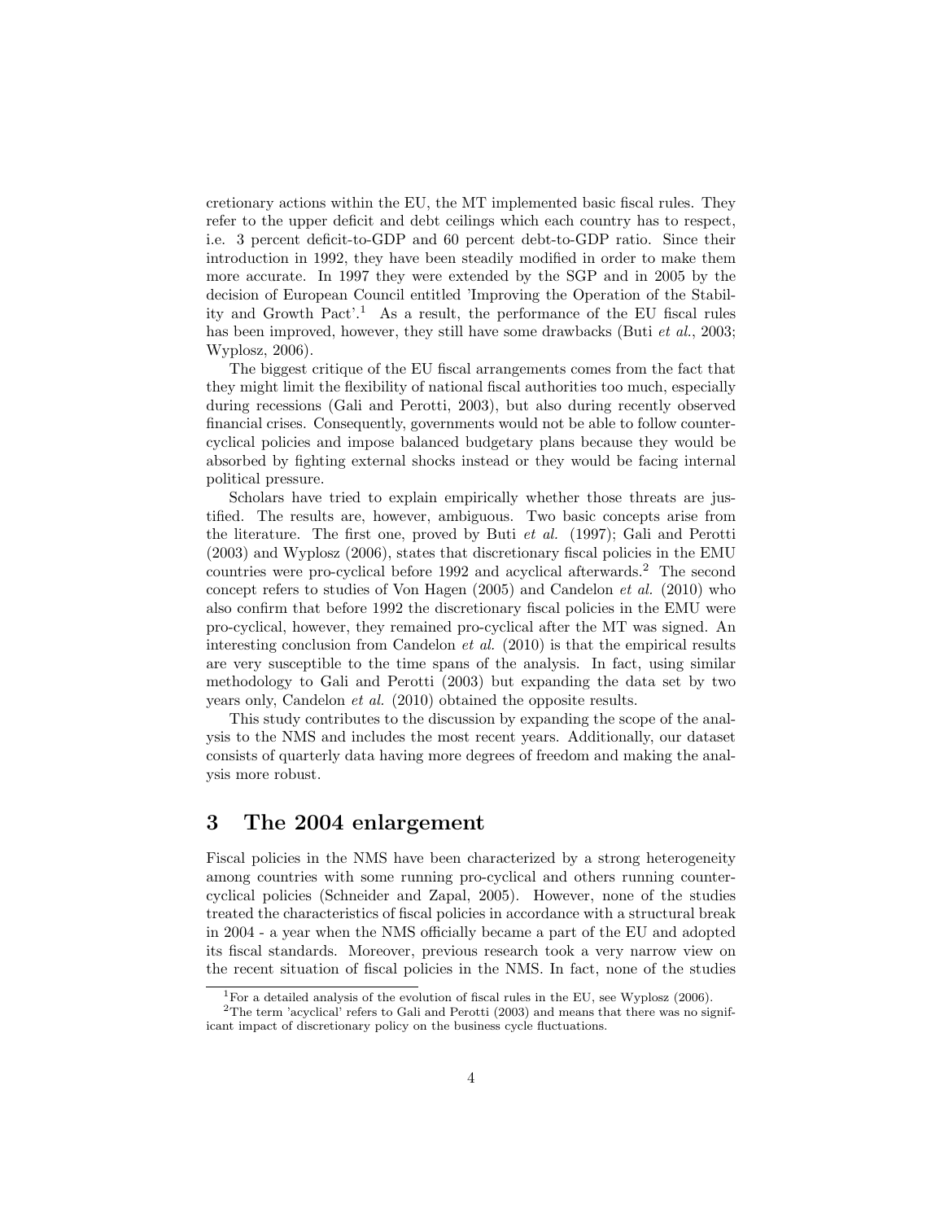cretionary actions within the EU, the MT implemented basic fiscal rules. They refer to the upper deficit and debt ceilings which each country has to respect, i.e. 3 percent deficit-to-GDP and 60 percent debt-to-GDP ratio. Since their introduction in 1992, they have been steadily modified in order to make them more accurate. In 1997 they were extended by the SGP and in 2005 by the decision of European Council entitled 'Improving the Operation of the Stability and Growth Pact'.[1] As a result, the performance of the EU fiscal rules has been improved, however, they still have some drawbacks (Buti *et al.*, 2003; Wyplosz, 2006).

The biggest critique of the EU fiscal arrangements comes from the fact that they might limit the flexibility of national fiscal authorities too much, especially during recessions (Gali and Perotti, 2003), but also during recently observed financial crises. Consequently, governments would not be able to follow countercyclical policies and impose balanced budgetary plans because they would be absorbed by fighting external shocks instead or they would be facing internal political pressure.

Scholars have tried to explain empirically whether those threats are justified. The results are, however, ambiguous. Two basic concepts arise from the literature. The first one, proved by Buti *et al.* (1997); Gali and Perotti (2003) and Wyplosz (2006), states that discretionary fiscal policies in the EMU countries were pro-cyclical before 1992 and acyclical afterwards.[2] The second concept refers to studies of Von Hagen (2005) and Candelon *et al.* (2010) who also confirm that before 1992 the discretionary fiscal policies in the EMU were pro-cyclical, however, they remained pro-cyclical after the MT was signed. An interesting conclusion from Candelon *et al.* (2010) is that the empirical results are very susceptible to the time spans of the analysis. In fact, using similar methodology to Gali and Perotti (2003) but expanding the data set by two years only, Candelon *et al.* (2010) obtained the opposite results.

This study contributes to the discussion by expanding the scope of the analysis to the NMS and includes the most recent years. Additionally, our dataset consists of quarterly data having more degrees of freedom and making the analysis more robust.

# 3 The 2004 enlargement

Fiscal policies in the NMS have been characterized by a strong heterogeneity among countries with some running pro-cyclical and others running countercyclical policies (Schneider and Zapal, 2005). However, none of the studies treated the characteristics of fiscal policies in accordance with a structural break in 2004 - a year when the NMS officially became a part of the EU and adopted its fiscal standards. Moreover, previous research took a very narrow view on the recent situation of fiscal policies in the NMS. In fact, none of the studies

[1] For a detailed analysis of the evolution of fiscal rules in the EU, see Wyplosz (2006).

[2] The term 'acyclical' refers to Gali and Perotti (2003) and means that there was no significant impact of discretionary policy on the business cycle fluctuations.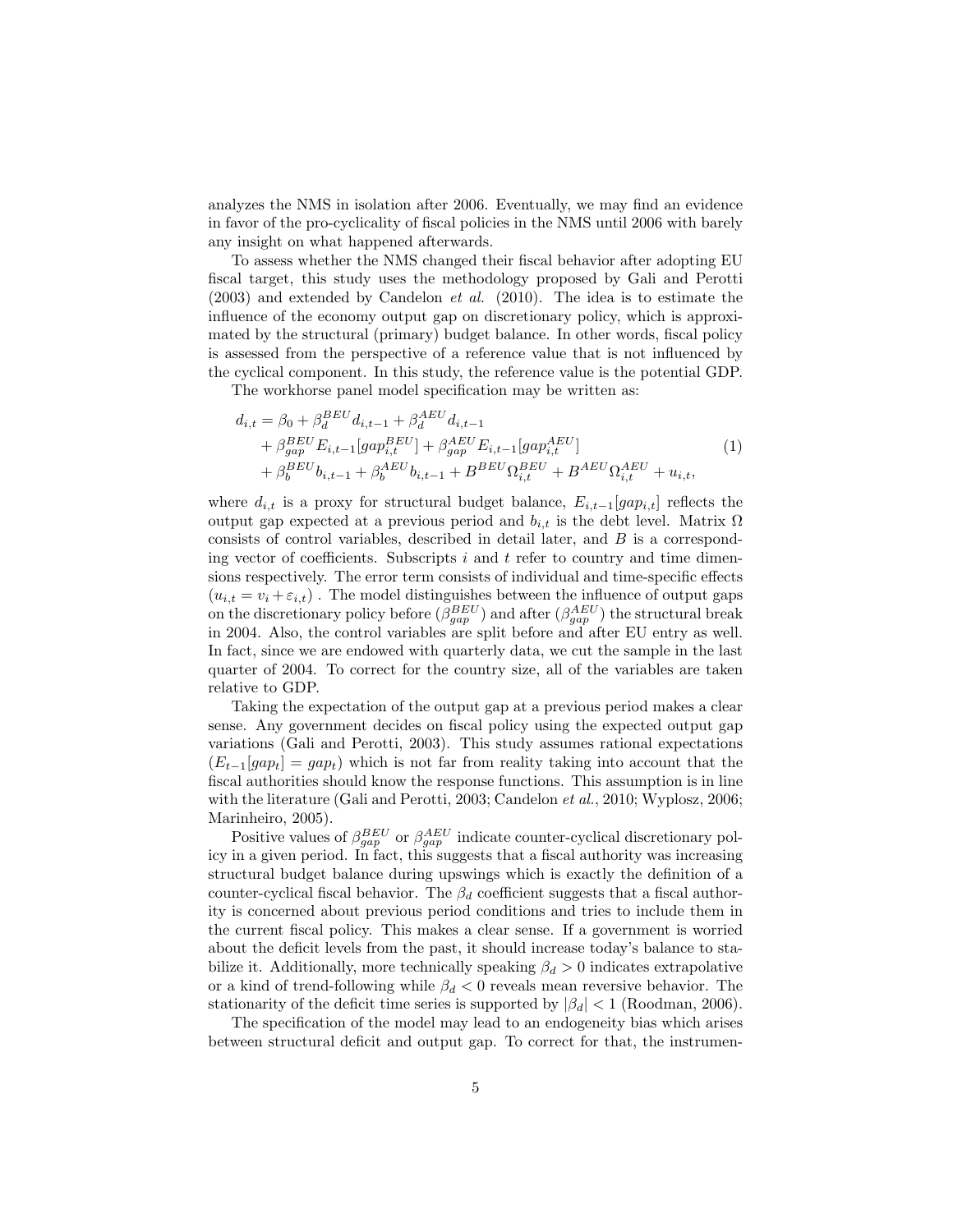analyzes the NMS in isolation after 2006. Eventually, we may find an evidence in favor of the pro-cyclicality of fiscal policies in the NMS until 2006 with barely any insight on what happened afterwards.

To assess whether the NMS changed their fiscal behavior after adopting EU fiscal target, this study uses the methodology proposed by Gali and Perotti (2003) and extended by Candelon *et al.* (2010). The idea is to estimate the influence of the economy output gap on discretionary policy, which is approximated by the structural (primary) budget balance. In other words, fiscal policy is assessed from the perspective of a reference value that is not influenced by the cyclical component. In this study, the reference value is the potential GDP.

The workhorse panel model specification may be written as:

$$
\begin{aligned}
d_{i,t} = \beta_0 &+ \beta_d^{BEU} d_{i,t-1} + \beta_d^{AEU} d_{i,t-1} \\
&+ \beta_{gap}^{BEU} E_{i,t-1}[gap_{i,t}^{BEU}] + \beta_{gap}^{AEU} E_{i,t-1}[gap_{i,t}^{AEU}] \\
&+ \beta_b^{BEU} b_{i,t-1} + \beta_b^{AEU} b_{i,t-1} + B^{BEU}\Omega_{i,t}^{BEU} + B^{AEU}\Omega_{i,t}^{AEU} + u_{i,t},
\end{aligned}
\tag{1}
$$

where $d_{i,t}$ is a proxy for structural budget balance, $E_{i,t-1}[gap_{i,t}]$ reflects the output gap expected at a previous period and $b_{i,t}$ is the debt level. Matrix $\Omega$ consists of control variables, described in detail later, and $B$ is a corresponding vector of coefficients. Subscripts $i$ and $t$ refer to country and time dimensions respectively. The error term consists of individual and time-specific effects $(u_{i,t} = v_i + \varepsilon_{i,t})$ . The model distinguishes between the influence of output gaps on the discretionary policy before ($\beta_{gap}^{BEU}$) and after ($\beta_{gap}^{AEU}$) the structural break in 2004. Also, the control variables are split before and after EU entry as well. In fact, since we are endowed with quarterly data, we cut the sample in the last quarter of 2004. To correct for the country size, all of the variables are taken relative to GDP.

Taking the expectation of the output gap at a previous period makes a clear sense. Any government decides on fiscal policy using the expected output gap variations (Gali and Perotti, 2003). This study assumes rational expectations $(E_{t-1}[gap_t] = gap_t)$ which is not far from reality taking into account that the fiscal authorities should know the response functions. This assumption is in line with the literature (Gali and Perotti, 2003; Candelon *et al.*, 2010; Wyplosz, 2006; Marinheiro, 2005).

Positive values of $\beta_{gap}^{BEU}$ or $\beta_{gap}^{AEU}$ indicate counter-cyclical discretionary policy in a given period. In fact, this suggests that a fiscal authority was increasing structural budget balance during upswings which is exactly the definition of a counter-cyclical fiscal behavior. The $\beta_d$ coefficient suggests that a fiscal authority is concerned about previous period conditions and tries to include them in the current fiscal policy. This makes a clear sense. If a government is worried about the deficit levels from the past, it should increase today's balance to stabilize it. Additionally, more technically speaking $\beta_d > 0$ indicates extrapolative or a kind of trend-following while $\beta_d < 0$ reveals mean reversive behavior. The stationarity of the deficit time series is supported by $|\beta_d| < 1$ (Roodman, 2006).

The specification of the model may lead to an endogeneity bias which arises between structural deficit and output gap. To correct for that, the instrumen-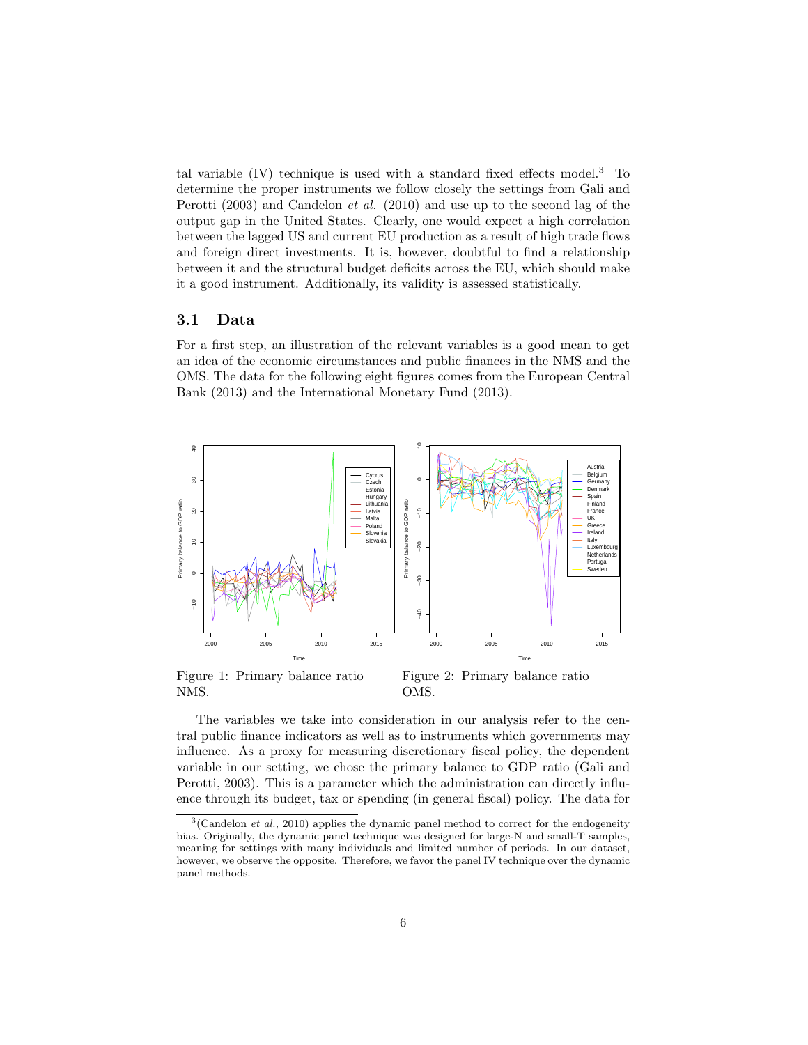tal variable (IV) technique is used with a standard fixed effects model.[3] To determine the proper instruments we follow closely the settings from Gali and Perotti (2003) and Candelon *et al.* (2010) and use up to the second lag of the output gap in the United States. Clearly, one would expect a high correlation between the lagged US and current EU production as a result of high trade flows and foreign direct investments. It is, however, doubtful to find a relationship between it and the structural budget deficits across the EU, which should make it a good instrument. Additionally, its validity is assessed statistically.

### 3.1 Data

For a first step, an illustration of the relevant variables is a good mean to get an idea of the economic circumstances and public finances in the NMS and the OMS. The data for the following eight figures comes from the European Central Bank (2013) and the International Monetary Fund (2013).

Figure 1: Primary balance ratio NMS.

Figure 2: Primary balance ratio OMS.

The variables we take into consideration in our analysis refer to the central public finance indicators as well as to instruments which governments may influence. As a proxy for measuring discretionary fiscal policy, the dependent variable in our setting, we chose the primary balance to GDP ratio (Gali and Perotti, 2003). This is a parameter which the administration can directly influence through its budget, tax or spending (in general fiscal) policy. The data for

---

[3](Candelon *et al.*, 2010) applies the dynamic panel method to correct for the endogeneity bias. Originally, the dynamic panel technique was designed for large-N and small-T samples, meaning for settings with many individuals and limited number of periods. In our dataset, however, we observe the opposite. Therefore, we favor the panel IV technique over the dynamic panel methods.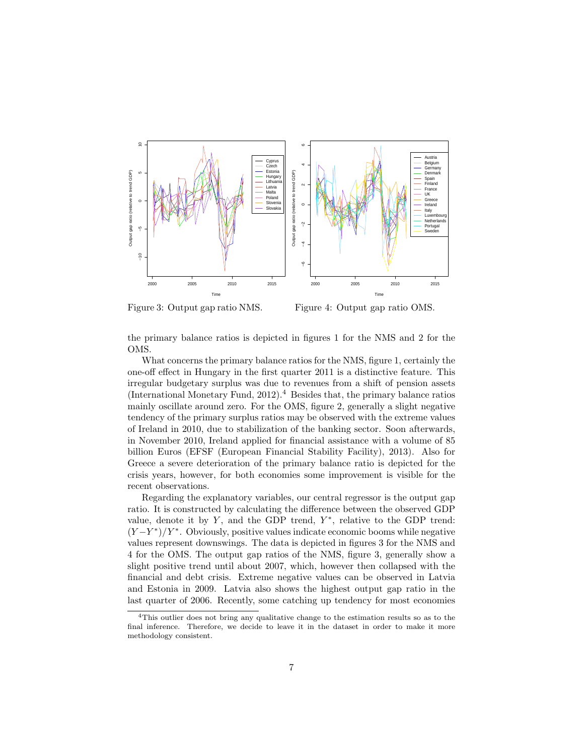Figure 3: Output gap ratio NMS.

Figure 4: Output gap ratio OMS.

the primary balance ratios is depicted in figures 1 for the NMS and 2 for the OMS.

What concerns the primary balance ratios for the NMS, figure 1, certainly the one-off effect in Hungary in the first quarter 2011 is a distinctive feature. This irregular budgetary surplus was due to revenues from a shift of pension assets (International Monetary Fund, 2012).[4] Besides that, the primary balance ratios mainly oscillate around zero. For the OMS, figure 2, generally a slight negative tendency of the primary surplus ratios may be observed with the extreme values of Ireland in 2010, due to stabilization of the banking sector. Soon afterwards, in November 2010, Ireland applied for financial assistance with a volume of 85 billion Euros (EFSF (European Financial Stability Facility), 2013). Also for Greece a severe deterioration of the primary balance ratio is depicted for the crisis years, however, for both economies some improvement is visible for the recent observations.

Regarding the explanatory variables, our central regressor is the output gap ratio. It is constructed by calculating the difference between the observed GDP value, denote it by $Y$, and the GDP trend, $Y^*$, relative to the GDP trend: $(Y - Y^*)/Y^*$. Obviously, positive values indicate economic booms while negative values represent downswings. The data is depicted in figures 3 for the NMS and 4 for the OMS. The output gap ratios of the NMS, figure 3, generally show a slight positive trend until about 2007, which, however then collapsed with the financial and debt crisis. Extreme negative values can be observed in Latvia and Estonia in 2009. Latvia also shows the highest output gap ratio in the last quarter of 2006. Recently, some catching up tendency for most economies

[4] This outlier does not bring any qualitative change to the estimation results so as to the final inference. Therefore, we decide to leave it in the dataset in order to make it more methodology consistent.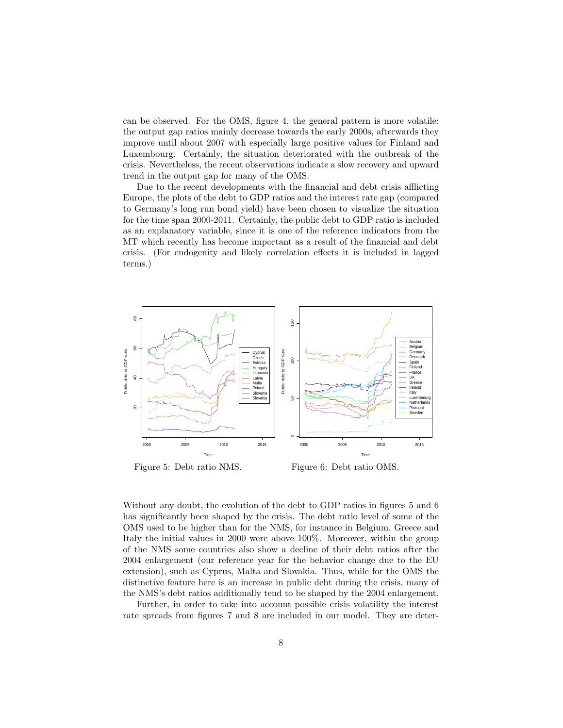can be observed. For the OMS, figure 4, the general pattern is more volatile: the output gap ratios mainly decrease towards the early 2000s, afterwards they improve until about 2007 with especially large positive values for Finland and Luxembourg. Certainly, the situation deteriorated with the outbreak of the crisis. Nevertheless, the recent observations indicate a slow recovery and upward trend in the output gap for many of the OMS.

Due to the recent developments with the financial and debt crisis afflicting Europe, the plots of the debt to GDP ratios and the interest rate gap (compared to Germany's long run bond yield) have been chosen to visualize the situation for the time span 2000-2011. Certainly, the public debt to GDP ratio is included as an explanatory variable, since it is one of the reference indicators from the MT which recently has become important as a result of the financial and debt crisis. (For endogenity and likely correlation effects it is included in lagged terms.)

Figure 5: Debt ratio NMS.

Figure 6: Debt ratio OMS.

Without any doubt, the evolution of the debt to GDP ratios in figures 5 and 6 has significantly been shaped by the crisis. The debt ratio level of some of the OMS used to be higher than for the NMS, for instance in Belgium, Greece and Italy the initial values in 2000 were above 100%. Moreover, within the group of the NMS some countries also show a decline of their debt ratios after the 2004 enlargement (our reference year for the behavior change due to the EU extension), such as Cyprus, Malta and Slovakia. Thus, while for the OMS the distinctive feature here is an increase in public debt during the crisis, many of the NMS's debt ratios additionally tend to be shaped by the 2004 enlargement.

Further, in order to take into account possible crisis volatility the interest rate spreads from figures 7 and 8 are included in our model. They are deter-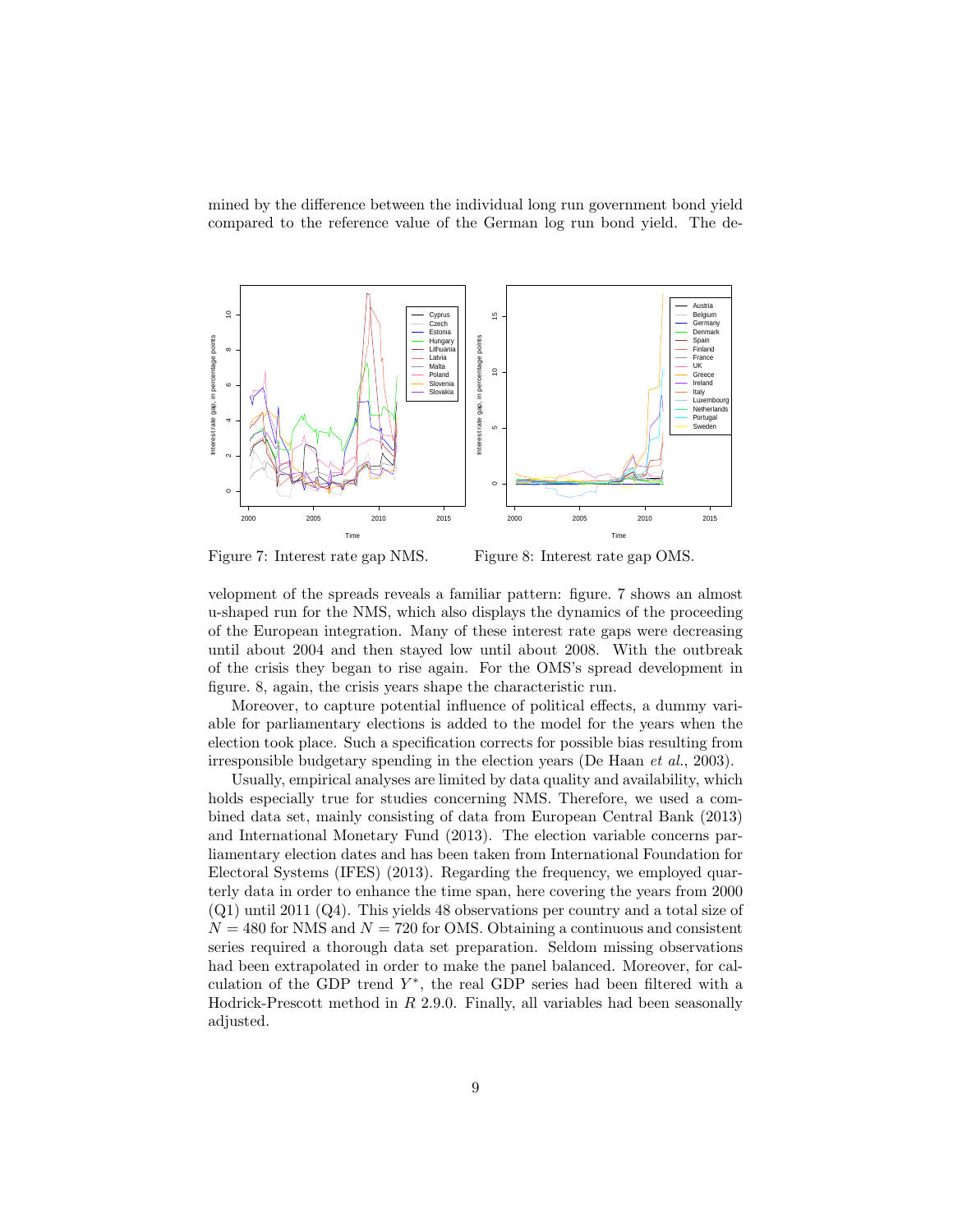mined by the difference between the individual long run government bond yield compared to the reference value of the German log run bond yield. The de-

Figure 7: Interest rate gap NMS.

Figure 8: Interest rate gap OMS.

velopment of the spreads reveals a familiar pattern: figure. 7 shows an almost u-shaped run for the NMS, which also displays the dynamics of the proceeding of the European integration. Many of these interest rate gaps were decreasing until about 2004 and then stayed low until about 2008. With the outbreak of the crisis they began to rise again. For the OMS's spread development in figure. 8, again, the crisis years shape the characteristic run.

Moreover, to capture potential influence of political effects, a dummy variable for parliamentary elections is added to the model for the years when the election took place. Such a specification corrects for possible bias resulting from irresponsible budgetary spending in the election years (De Haan *et al.*, 2003).

Usually, empirical analyses are limited by data quality and availability, which holds especially true for studies concerning NMS. Therefore, we used a combined data set, mainly consisting of data from European Central Bank (2013) and International Monetary Fund (2013). The election variable concerns parliamentary election dates and has been taken from International Foundation for Electoral Systems (IFES) (2013). Regarding the frequency, we employed quarterly data in order to enhance the time span, here covering the years from 2000 (Q1) until 2011 (Q4). This yields 48 observations per country and a total size of $N = 480$ for NMS and $N = 720$ for OMS. Obtaining a continuous and consistent series required a thorough data set preparation. Seldom missing observations had been extrapolated in order to make the panel balanced. Moreover, for calculation of the GDP trend $Y^*$, the real GDP series had been filtered with a Hodrick-Prescott method in *R* 2.9.0. Finally, all variables had been seasonally adjusted.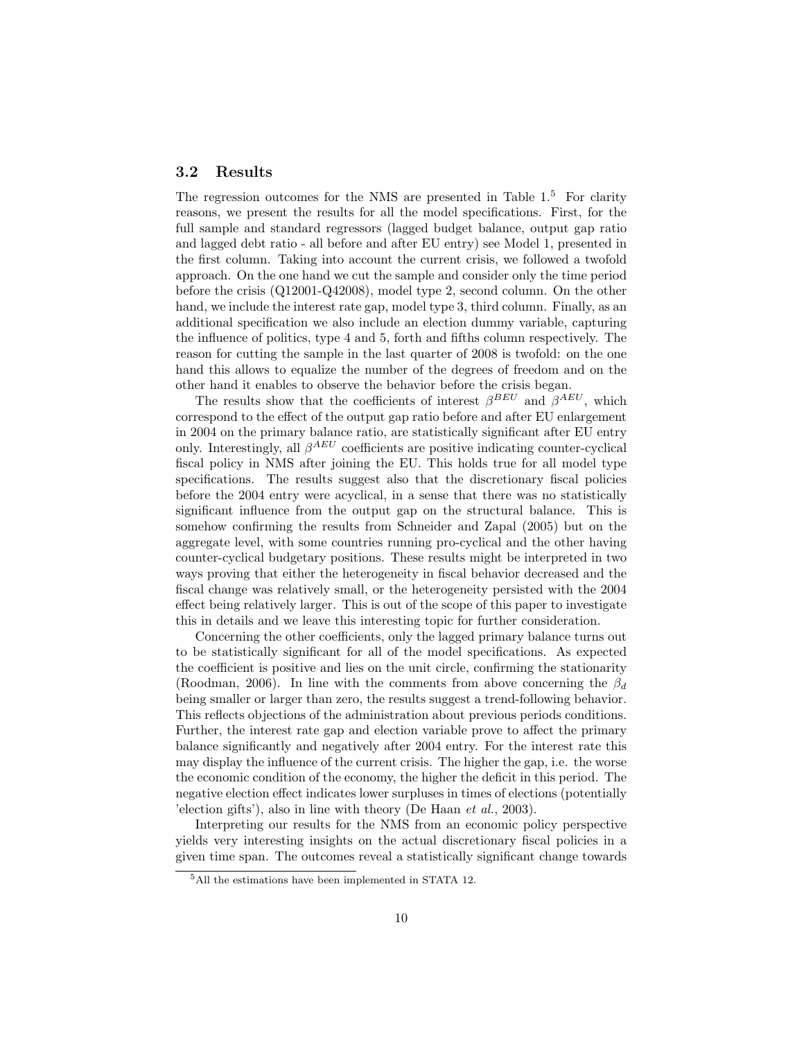### 3.2 Results

The regression outcomes for the NMS are presented in Table 1.[5] For clarity reasons, we present the results for all the model specifications. First, for the full sample and standard regressors (lagged budget balance, output gap ratio and lagged debt ratio - all before and after EU entry) see Model 1, presented in the first column. Taking into account the current crisis, we followed a twofold approach. On the one hand we cut the sample and consider only the time period before the crisis (Q12001-Q42008), model type 2, second column. On the other hand, we include the interest rate gap, model type 3, third column. Finally, as an additional specification we also include an election dummy variable, capturing the influence of politics, type 4 and 5, forth and fifths column respectively. The reason for cutting the sample in the last quarter of 2008 is twofold: on the one hand this allows to equalize the number of the degrees of freedom and on the other hand it enables to observe the behavior before the crisis began.

The results show that the coefficients of interest $\beta^{BEU}$ and $\beta^{AEU}$, which correspond to the effect of the output gap ratio before and after EU enlargement in 2004 on the primary balance ratio, are statistically significant after EU entry only. Interestingly, all $\beta^{AEU}$ coefficients are positive indicating counter-cyclical fiscal policy in NMS after joining the EU. This holds true for all model type specifications. The results suggest also that the discretionary fiscal policies before the 2004 entry were acyclical, in a sense that there was no statistically significant influence from the output gap on the structural balance. This is somehow confirming the results from Schneider and Zapal (2005) but on the aggregate level, with some countries running pro-cyclical and the other having counter-cyclical budgetary positions. These results might be interpreted in two ways proving that either the heterogeneity in fiscal behavior decreased and the fiscal change was relatively small, or the heterogeneity persisted with the 2004 effect being relatively larger. This is out of the scope of this paper to investigate this in details and we leave this interesting topic for further consideration.

Concerning the other coefficients, only the lagged primary balance turns out to be statistically significant for all of the model specifications. As expected the coefficient is positive and lies on the unit circle, confirming the stationarity (Roodman, 2006). In line with the comments from above concerning the $\beta_d$ being smaller or larger than zero, the results suggest a trend-following behavior. This reflects objections of the administration about previous periods conditions. Further, the interest rate gap and election variable prove to affect the primary balance significantly and negatively after 2004 entry. For the interest rate this may display the influence of the current crisis. The higher the gap, i.e. the worse the economic condition of the economy, the higher the deficit in this period. The negative election effect indicates lower surpluses in times of elections (potentially 'election gifts'), also in line with theory (De Haan *et al.*, 2003).

Interpreting our results for the NMS from an economic policy perspective yields very interesting insights on the actual discretionary fiscal policies in a given time span. The outcomes reveal a statistically significant change towards

[5] All the estimations have been implemented in STATA 12.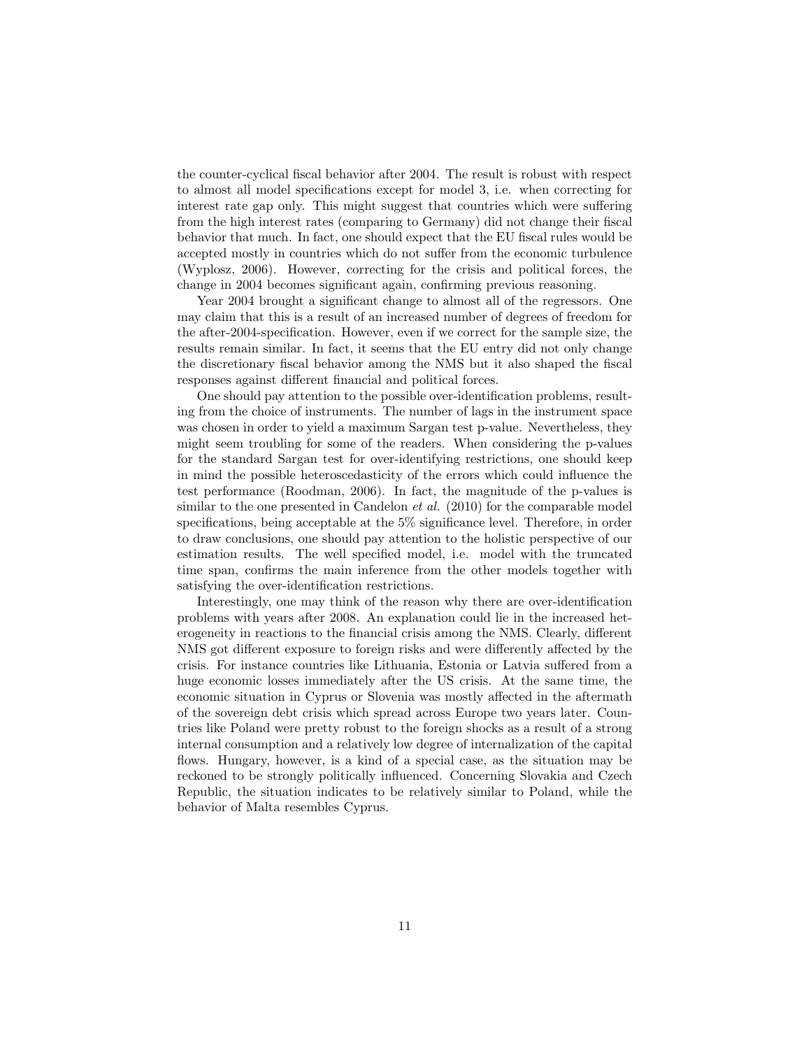the counter-cyclical fiscal behavior after 2004. The result is robust with respect to almost all model specifications except for model 3, i.e. when correcting for interest rate gap only. This might suggest that countries which were suffering from the high interest rates (comparing to Germany) did not change their fiscal behavior that much. In fact, one should expect that the EU fiscal rules would be accepted mostly in countries which do not suffer from the economic turbulence (Wyplosz, 2006). However, correcting for the crisis and political forces, the change in 2004 becomes significant again, confirming previous reasoning.

Year 2004 brought a significant change to almost all of the regressors. One may claim that this is a result of an increased number of degrees of freedom for the after-2004-specification. However, even if we correct for the sample size, the results remain similar. In fact, it seems that the EU entry did not only change the discretionary fiscal behavior among the NMS but it also shaped the fiscal responses against different financial and political forces.

One should pay attention to the possible over-identification problems, resulting from the choice of instruments. The number of lags in the instrument space was chosen in order to yield a maximum Sargan test p-value. Nevertheless, they might seem troubling for some of the readers. When considering the p-values for the standard Sargan test for over-identifying restrictions, one should keep in mind the possible heteroscedasticity of the errors which could influence the test performance (Roodman, 2006). In fact, the magnitude of the p-values is similar to the one presented in Candelon *et al.* (2010) for the comparable model specifications, being acceptable at the 5% significance level. Therefore, in order to draw conclusions, one should pay attention to the holistic perspective of our estimation results. The well specified model, i.e. model with the truncated time span, confirms the main inference from the other models together with satisfying the over-identification restrictions.

Interestingly, one may think of the reason why there are over-identification problems with years after 2008. An explanation could lie in the increased heterogeneity in reactions to the financial crisis among the NMS. Clearly, different NMS got different exposure to foreign risks and were differently affected by the crisis. For instance countries like Lithuania, Estonia or Latvia suffered from a huge economic losses immediately after the US crisis. At the same time, the economic situation in Cyprus or Slovenia was mostly affected in the aftermath of the sovereign debt crisis which spread across Europe two years later. Countries like Poland were pretty robust to the foreign shocks as a result of a strong internal consumption and a relatively low degree of internalization of the capital flows. Hungary, however, is a kind of a special case, as the situation may be reckoned to be strongly politically influenced. Concerning Slovakia and Czech Republic, the situation indicates to be relatively similar to Poland, while the behavior of Malta resembles Cyprus.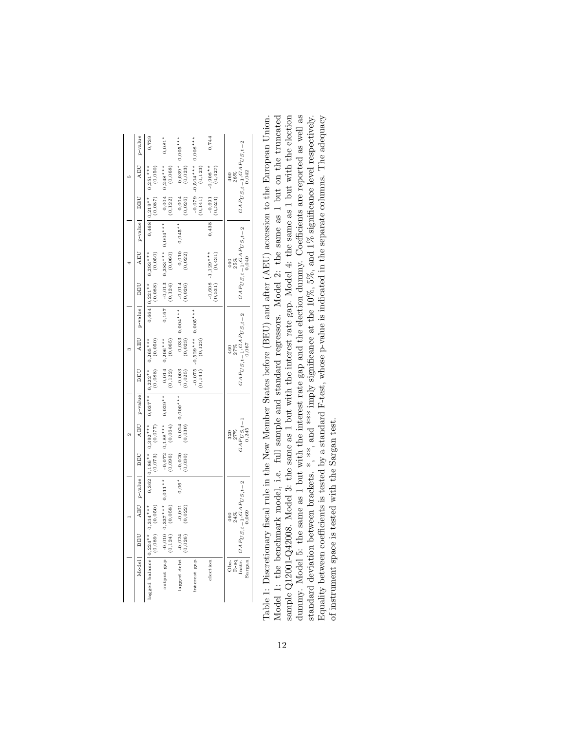| Model | 1 | | | 2 | | | 3 | | | 4 | | | 5 | | |
|---|---|---|---|---|---|---|---|---|---|---|---|---|---|---|---|
| | BEU | AEU | p-value | BEU | AEU | p-value | BEU | AEU | p-value | BEU | AEU | p-value | BEU | AEU | p-value |
| lagged balance | 0,224** (0,089) | 0,314*** (0,050) | 0,362 | 0,186** (0,073) | 0,392*** (0,077) | 0,037** | 0,222** (0,088) | 0,265*** (0,050) | 0,664 | 0,221** (0,088) | 0,293*** (0,050) | 0,468 | 0,219** (0,087) | 0,251*** (0,050) | 0,739 |
| output gap | -0,010 (0,124) | 0,337*** (0,058) | 0,011** | -0,072 (0,096) | 0,188*** (0,064) | 0,029** | 0,014 (0,122) | 0,206*** (0,065) | 0,167 | -0,013 (0,124) | 0,383*** (0,060) | 0,004*** | 0,004 (0,122) | 0,248*** (0,068) | 0,081* |
| lagged debt | -0,024 (0,026) | -0,001 (0,022) | 0,06* | -0,020 (0,030) | 0,024 (0,030) | 0,000*** | -0,003 (0,025) | 0,033 (0,023) | 0,004*** | -0,014 (0,026) | 0,010 (0,022) | 0,045** | 0,004 (0,026) | 0,039* (0,023) | 0,005*** |
| interest gap | | | | | | | -0,075 (0,141) | -0,529*** (0,123) | 0,005*** | | | | -0,079 (0,141) | -0,504*** (0,123) | 0,008*** |
| election | | | | | | | | | | -0,608 (0,531) | -1,129*** (0,431) | 0,438 | -0,691 (0,523) | -0,908** (0,427) | 0,744 |
| Obs. | 460 | | | 320 | | | 460 | | | 460 | | | 460 | | |
| R-sq | 24% | | | 27% | | | 27% | | | 25% | | | 28% | | |
| Instr. | $GAP_{US,t-1}, GAP_{US,t-2}$ | | | $GAP_{US,t-1}$ | | | $GAP_{US,t-1}, GAP_{US,t-2}$ | | | $GAP_{US,t-1}, GAP_{US,t-2}$ | | | $GAP_{US,t-1}, GAP_{US,t-2}$ | | |
| Sargan | 0,069 | | | 0,245 | | | 0,067 | | | 0,040 | | | 0,042 | | |

Table 1: Discretionary fiscal rule in the New Member States before (BEU) and after (AEU) accession to the European Union. Model 1: the benchmark model, i.e. full sample and standard regressors. Model 2: the same as 1 but on the truncated sample Q12001-Q42008. Model 3: the same as 1 but with the interest rate gap. Model 4: the same as 1 but with the election dummy. Model 5: the same as 1 but with the interest rate gap and the election dummy. Coefficients are reported as well as standard deviation between brackets. *, **, and *** imply significance at the 10%, 5%, and 1% significance level respectively. Equality between coefficients is tested by a standard F-test, whose p-value is indicated in the separate columns. The adequacy of instrument space is tested with the Sargan test.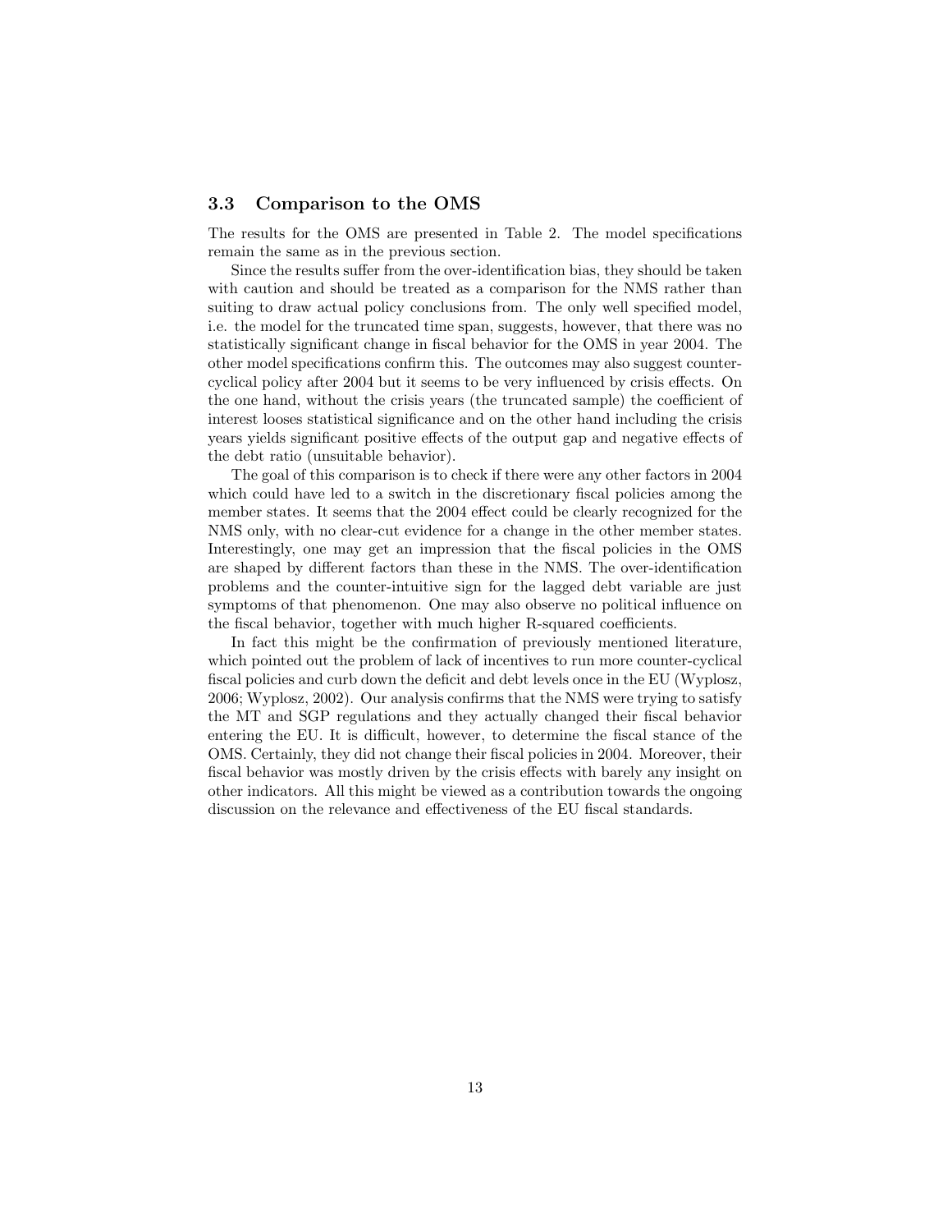### 3.3 Comparison to the OMS

The results for the OMS are presented in Table 2. The model specifications remain the same as in the previous section.

Since the results suffer from the over-identification bias, they should be taken with caution and should be treated as a comparison for the NMS rather than suiting to draw actual policy conclusions from. The only well specified model, i.e. the model for the truncated time span, suggests, however, that there was no statistically significant change in fiscal behavior for the OMS in year 2004. The other model specifications confirm this. The outcomes may also suggest counter-cyclical policy after 2004 but it seems to be very influenced by crisis effects. On the one hand, without the crisis years (the truncated sample) the coefficient of interest looses statistical significance and on the other hand including the crisis years yields significant positive effects of the output gap and negative effects of the debt ratio (unsuitable behavior).

The goal of this comparison is to check if there were any other factors in 2004 which could have led to a switch in the discretionary fiscal policies among the member states. It seems that the 2004 effect could be clearly recognized for the NMS only, with no clear-cut evidence for a change in the other member states. Interestingly, one may get an impression that the fiscal policies in the OMS are shaped by different factors than these in the NMS. The over-identification problems and the counter-intuitive sign for the lagged debt variable are just symptoms of that phenomenon. One may also observe no political influence on the fiscal behavior, together with much higher R-squared coefficients.

In fact this might be the confirmation of previously mentioned literature, which pointed out the problem of lack of incentives to run more counter-cyclical fiscal policies and curb down the deficit and debt levels once in the EU (Wyplosz, 2006; Wyplosz, 2002). Our analysis confirms that the NMS were trying to satisfy the MT and SGP regulations and they actually changed their fiscal behavior entering the EU. It is difficult, however, to determine the fiscal stance of the OMS. Certainly, they did not change their fiscal policies in 2004. Moreover, their fiscal behavior was mostly driven by the crisis effects with barely any insight on other indicators. All this might be viewed as a contribution towards the ongoing discussion on the relevance and effectiveness of the EU fiscal standards.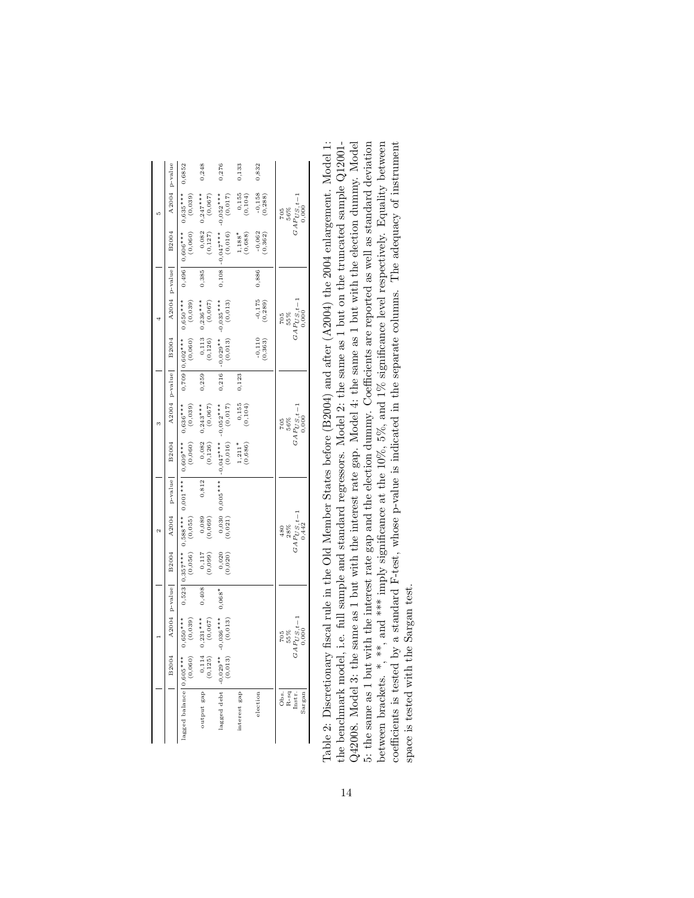| | 1 | | | 2 | | | 3 | | | 4 | | | 5 | | |
|---|---|---|---|---|---|---|---|---|---|---|---|---|---|---|---|
| | B2004 | A2004 | p-value | B2004 | A2004 | p-value | B2004 | A2004 | p-value | B2004 | A2004 | p-value | B2004 | A2004 | p-value |
| lagged balance | 0,605*** (0,060) | 0,650*** (0,039) | 0,523 | 0,357*** (0,056) | 0,588*** (0,055) | 0,001*** | 0,609*** (0,060) | 0,636*** (0,039) | 0,709 | 0,602*** (0,060) | 0,650*** (0,039) | 0,496 | 0,606*** (0,060) | 0,635*** (0,039) | 0,6852 |
| output gap | 0,114 (0,125) | 0,231*** (0,067) | 0,408 | 0,117 (0,099) | 0,089 (0,069) | 0,812 | 0,082 (0,126) | 0,243*** (0,067) | 0,259 | 0,113 (0,126) | 0,236*** (0,067) | 0,385 | 0,082 (0,127) | 0,247*** (0,067) | 0,248 |
| lagged debt | -0,029** (0,013) | -0,036*** (0,013) | 0,068* | 0,020 (0,020) | 0,030 (0,021) | 0,005*** | -0,047*** (0,016) | -0,052*** (0,017) | 0,216 | -0,029** (0,013) | -0,035*** (0,013) | 0,108 | -0,047*** (0,016) | -0,052*** (0,017) | 0,276 |
| interest gap | | | | | | | 1,211* (0,686) | 0,155 (0,104) | 0,123 | | | | 1,188* (0,688) | 0,155 (0,104) | 0,133 |
| election | | | | | | | | | | -0,110 (0,363) | -0,175 (0,289) | 0,886 | -0,062 (0,362) | -0,158 (0,288) | 0,832 |
| Obs. | 705 | | | 480 | | | 705 | | | 705 | | | 705 | | |
| R-sq | 55% | | | 28% | | | 56% | | | 55% | | | 56% | | |
| Instr. | $GAP_{US,t-1}$ | | | $GAP_{US,t-1}$ | | | $GAP_{US,t-1}$ | | | $GAP_{US,t-1}$ | | | $GAP_{US,t-1}$ | | |
| Sargan | 0,000 | | | 0,442 | | | 0,000 | | | 0,000 | | | 0,000 | | |

Table 2: Discretionary fiscal rule in the Old Member States before (B2004) and after (A2004) the 2004 enlargement. Model 1: the benchmark model, i.e. full sample and standard regressors. Model 2: the same as 1 but on the truncated sample Q12001-Q42008. Model 3: the same as 1 but with the interest rate gap. Model 4: the same as 1 but with the election dummy. Model 5: the same as 1 but with the interest rate gap and the election dummy. Coefficients are reported as well as standard deviation between brackets. *, **, and *** imply significance at the 10%, 5%, and 1% significance level respectively. Equality between coefficients is tested by a standard F-test, whose p-value is indicated in the separate columns. The adequacy of instrument space is tested with the Sargan test.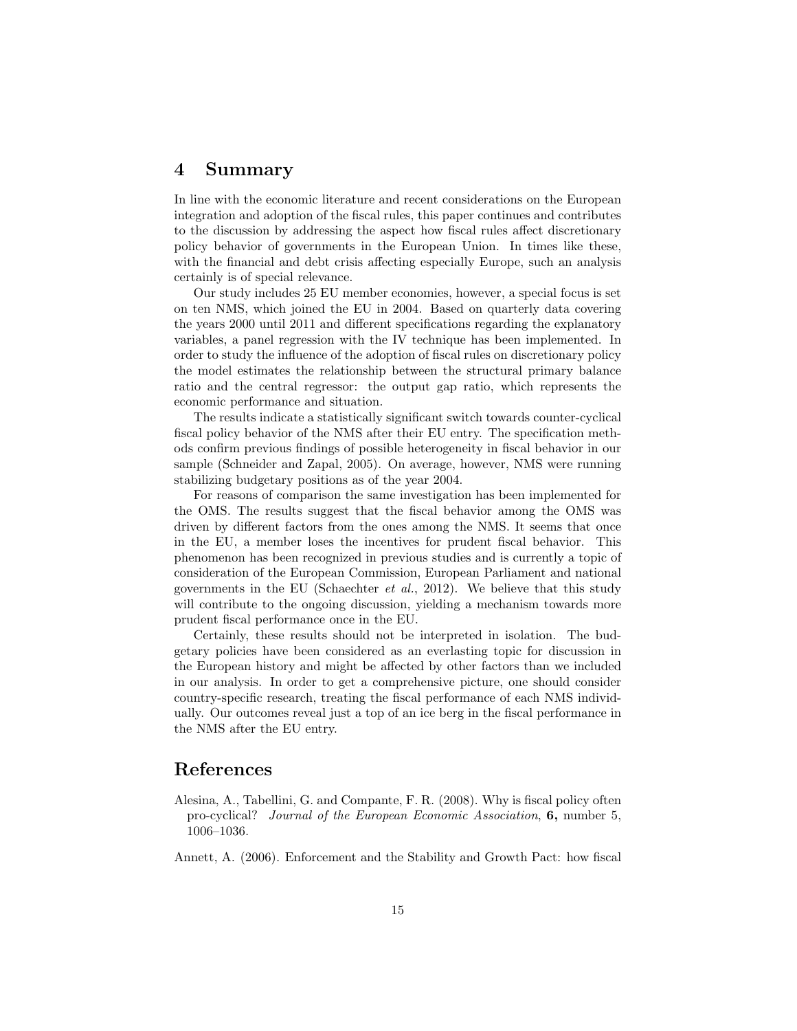# 4 Summary

In line with the economic literature and recent considerations on the European integration and adoption of the fiscal rules, this paper continues and contributes to the discussion by addressing the aspect how fiscal rules affect discretionary policy behavior of governments in the European Union. In times like these, with the financial and debt crisis affecting especially Europe, such an analysis certainly is of special relevance.

Our study includes 25 EU member economies, however, a special focus is set on ten NMS, which joined the EU in 2004. Based on quarterly data covering the years 2000 until 2011 and different specifications regarding the explanatory variables, a panel regression with the IV technique has been implemented. In order to study the influence of the adoption of fiscal rules on discretionary policy the model estimates the relationship between the structural primary balance ratio and the central regressor: the output gap ratio, which represents the economic performance and situation.

The results indicate a statistically significant switch towards counter-cyclical fiscal policy behavior of the NMS after their EU entry. The specification methods confirm previous findings of possible heterogeneity in fiscal behavior in our sample (Schneider and Zapal, 2005). On average, however, NMS were running stabilizing budgetary positions as of the year 2004.

For reasons of comparison the same investigation has been implemented for the OMS. The results suggest that the fiscal behavior among the OMS was driven by different factors from the ones among the NMS. It seems that once in the EU, a member loses the incentives for prudent fiscal behavior. This phenomenon has been recognized in previous studies and is currently a topic of consideration of the European Commission, European Parliament and national governments in the EU (Schaechter *et al.*, 2012). We believe that this study will contribute to the ongoing discussion, yielding a mechanism towards more prudent fiscal performance once in the EU.

Certainly, these results should not be interpreted in isolation. The budgetary policies have been considered as an everlasting topic for discussion in the European history and might be affected by other factors than we included in our analysis. In order to get a comprehensive picture, one should consider country-specific research, treating the fiscal performance of each NMS individually. Our outcomes reveal just a top of an ice berg in the fiscal performance in the NMS after the EU entry.

# References

Alesina, A., Tabellini, G. and Compante, F. R. (2008). Why is fiscal policy often pro-cyclical? *Journal of the European Economic Association*, **6,** number 5, 1006–1036.

Annett, A. (2006). Enforcement and the Stability and Growth Pact: how fiscal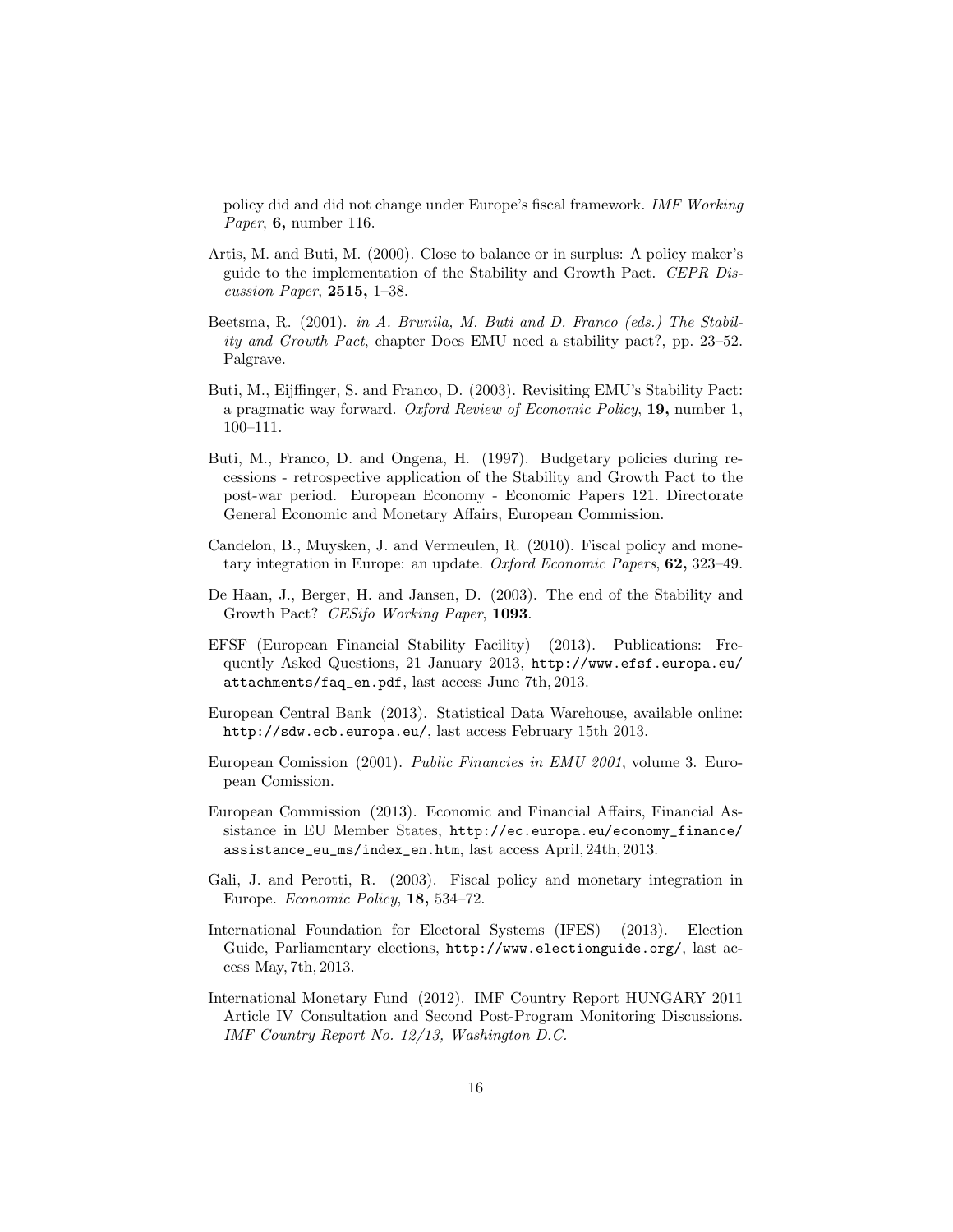policy did and did not change under Europe's fiscal framework. *IMF Working Paper*, **6,** number 116.

Artis, M. and Buti, M. (2000). Close to balance or in surplus: A policy maker's guide to the implementation of the Stability and Growth Pact. *CEPR Discussion Paper*, **2515,** 1–38.

Beetsma, R. (2001). *in A. Brunila, M. Buti and D. Franco (eds.) The Stability and Growth Pact*, chapter Does EMU need a stability pact?, pp. 23–52. Palgrave.

Buti, M., Eijffinger, S. and Franco, D. (2003). Revisiting EMU's Stability Pact: a pragmatic way forward. *Oxford Review of Economic Policy*, **19,** number 1, 100–111.

Buti, M., Franco, D. and Ongena, H. (1997). Budgetary policies during recessions - retrospective application of the Stability and Growth Pact to the post-war period. European Economy - Economic Papers 121. Directorate General Economic and Monetary Affairs, European Commission.

Candelon, B., Muysken, J. and Vermeulen, R. (2010). Fiscal policy and monetary integration in Europe: an update. *Oxford Economic Papers*, **62,** 323–49.

De Haan, J., Berger, H. and Jansen, D. (2003). The end of the Stability and Growth Pact? *CESifo Working Paper*, **1093**.

EFSF (European Financial Stability Facility) (2013). Publications: Frequently Asked Questions, 21 January 2013, `http://www.efsf.europa.eu/attachments/faq_en.pdf`, last access June 7th, 2013.

European Central Bank (2013). Statistical Data Warehouse, available online: `http://sdw.ecb.europa.eu/`, last access February 15th 2013.

European Comission (2001). *Public Financies in EMU 2001*, volume 3. European Comission.

European Commission (2013). Economic and Financial Affairs, Financial Assistance in EU Member States, `http://ec.europa.eu/economy_finance/assistance_eu_ms/index_en.htm`, last access April, 24th, 2013.

Gali, J. and Perotti, R. (2003). Fiscal policy and monetary integration in Europe. *Economic Policy*, **18,** 534–72.

International Foundation for Electoral Systems (IFES) (2013). Election Guide, Parliamentary elections, `http://www.electionguide.org/`, last access May, 7th, 2013.

International Monetary Fund (2012). IMF Country Report HUNGARY 2011 Article IV Consultation and Second Post-Program Monitoring Discussions. *IMF Country Report No. 12/13, Washington D.C.*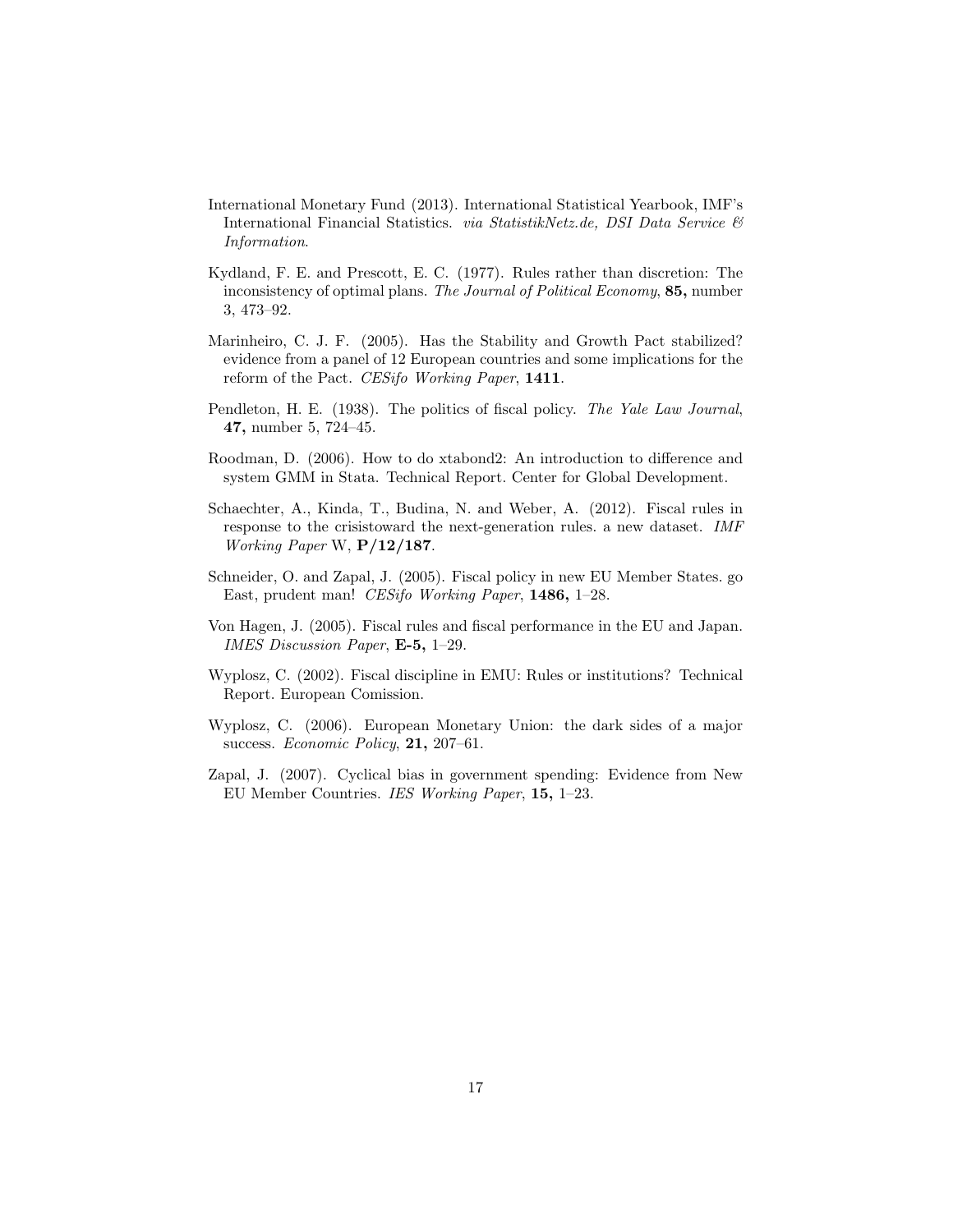International Monetary Fund (2013). International Statistical Yearbook, IMF's International Financial Statistics. *via StatistikNetz.de, DSI Data Service & Information*.

Kydland, F. E. and Prescott, E. C. (1977). Rules rather than discretion: The inconsistency of optimal plans. *The Journal of Political Economy*, **85,** number 3, 473–92.

Marinheiro, C. J. F. (2005). Has the Stability and Growth Pact stabilized? evidence from a panel of 12 European countries and some implications for the reform of the Pact. *CESifo Working Paper*, **1411**.

Pendleton, H. E. (1938). The politics of fiscal policy. *The Yale Law Journal*, **47,** number 5, 724–45.

Roodman, D. (2006). How to do xtabond2: An introduction to difference and system GMM in Stata. Technical Report. Center for Global Development.

Schaechter, A., Kinda, T., Budina, N. and Weber, A. (2012). Fiscal rules in response to the crisistoward the next-generation rules. a new dataset. *IMF Working Paper* W, **P/12/187**.

Schneider, O. and Zapal, J. (2005). Fiscal policy in new EU Member States. go East, prudent man! *CESifo Working Paper*, **1486,** 1–28.

Von Hagen, J. (2005). Fiscal rules and fiscal performance in the EU and Japan. *IMES Discussion Paper*, **E-5,** 1–29.

Wyplosz, C. (2002). Fiscal discipline in EMU: Rules or institutions? Technical Report. European Comission.

Wyplosz, C. (2006). European Monetary Union: the dark sides of a major success. *Economic Policy*, **21,** 207–61.

Zapal, J. (2007). Cyclical bias in government spending: Evidence from New EU Member Countries. *IES Working Paper*, **15,** 1–23.